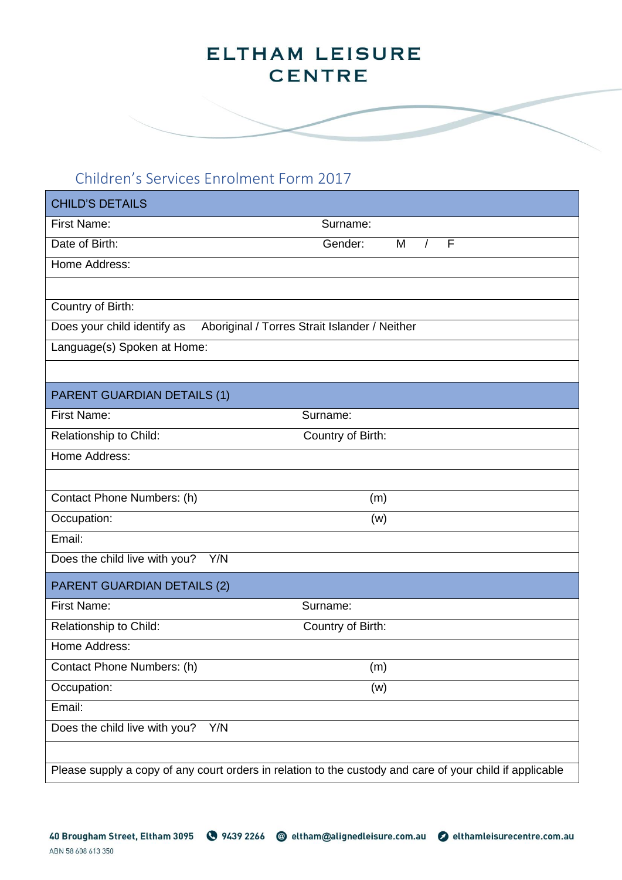# ELTHAM LEISURE CENTRE

## Children's Services Enrolment Form 2017

| CHILD'S DETAILS | |
|---|---|
| First Name: | Surname: |
| Date of Birth: | Gender: M / F |
| Home Address: | |
| | |
| Country of Birth: | |
| Does your child identify as Aboriginal / Torres Strait Islander / Neither | |
| Language(s) Spoken at Home: | |
| | |

| PARENT GUARDIAN DETAILS (1) | |
|---|---|
| First Name: | Surname: |
| Relationship to Child: | Country of Birth: |
| Home Address: | |
| | |
| Contact Phone Numbers: (h) | (m) |
| Occupation: | (w) |
| Email: | |
| Does the child live with you? Y/N | |

| PARENT GUARDIAN DETAILS (2) | |
|---|---|
| First Name: | Surname: |
| Relationship to Child: | Country of Birth: |
| Home Address: | |
| Contact Phone Numbers: (h) | (m) |
| Occupation: | (w) |
| Email: | |
| Does the child live with you? Y/N | |
| | |
| Please supply a copy of any court orders in relation to the custody and care of your child if applicable | |

40 Brougham Street, Eltham 3095 9439 2266 eltham@alignedleisure.com.au elthamleisurecentre.com.au

ABN 58 608 613 350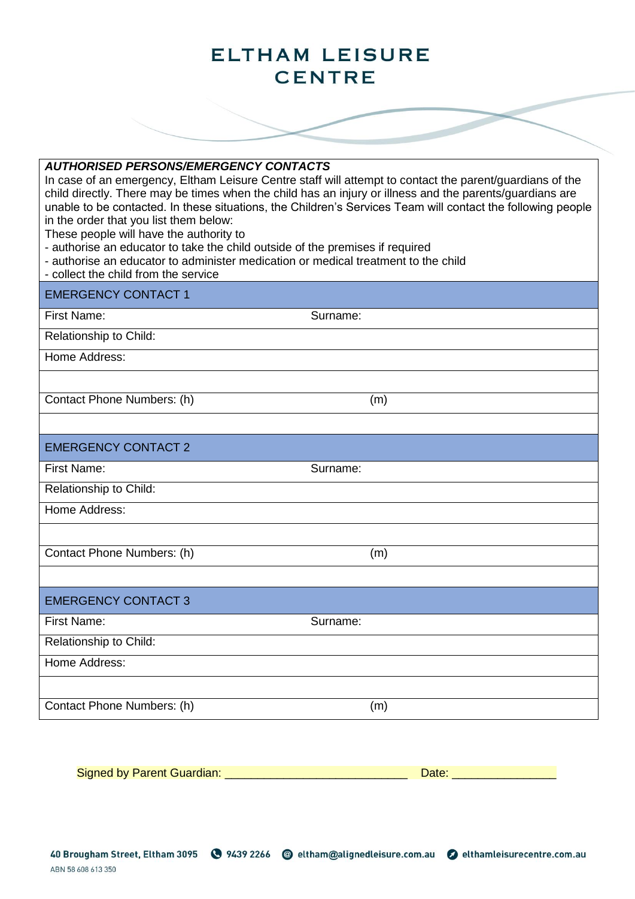# ELTHAM LEISURE CENTRE

***AUTHORISED PERSONS/EMERGENCY CONTACTS***

In case of an emergency, Eltham Leisure Centre staff will attempt to contact the parent/guardians of the child directly. There may be times when the child has an injury or illness and the parents/guardians are unable to be contacted. In these situations, the Children's Services Team will contact the following people in the order that you list them below:

These people will have the authority to

- authorise an educator to take the child outside of the premises if required
- authorise an educator to administer medication or medical treatment to the child
- collect the child from the service

| EMERGENCY CONTACT 1 | |
|---|---|
| First Name: | Surname: |
| Relationship to Child: | |
| Home Address: | |
| | |
| Contact Phone Numbers: (h) | (m) |
| | |
| **EMERGENCY CONTACT 2** | |
| First Name: | Surname: |
| Relationship to Child: | |
| Home Address: | |
| | |
| Contact Phone Numbers: (h) | (m) |
| | |
| **EMERGENCY CONTACT 3** | |
| First Name: | Surname: |
| Relationship to Child: | |
| Home Address: | |
| | |
| Contact Phone Numbers: (h) | (m) |

Signed by Parent Guardian: ____________________________ Date: ________________

40 Brougham Street, Eltham 3095 9439 2266 eltham@alignedleisure.com.au elthamleisurecentre.com.au

ABN 58 608 613 350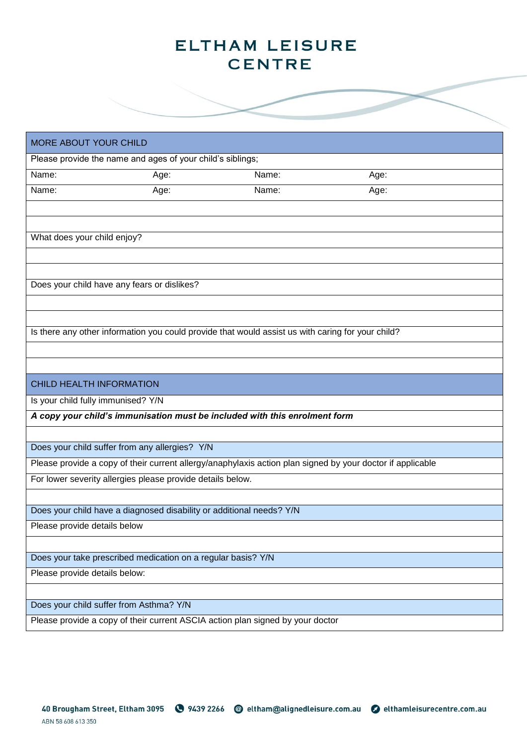# ELTHAM LEISURE CENTRE

| MORE ABOUT YOUR CHILD | | | |
|---|---|---|---|
| Please provide the name and ages of your child's siblings; | | | |
| Name: | Age: | Name: | Age: |
| Name: | Age: | Name: | Age: |
| | | | |
| | | | |
| What does your child enjoy? | | | |
| | | | |
| | | | |
| Does your child have any fears or dislikes? | | | |
| | | | |
| | | | |
| Is there any other information you could provide that would assist us with caring for your child? | | | |
| | | | |
| | | | |

| CHILD HEALTH INFORMATION |
|---|
| Is your child fully immunised? Y/N |
| ***A copy your child's immunisation must be included with this enrolment form*** |
| |
| Does your child suffer from any allergies? Y/N |
| Please provide a copy of their current allergy/anaphylaxis action plan signed by your doctor if applicable |
| For lower severity allergies please provide details below. |
| |
| Does your child have a diagnosed disability or additional needs? Y/N |
| Please provide details below |
| |
| Does your take prescribed medication on a regular basis? Y/N |
| Please provide details below: |
| |
| Does your child suffer from Asthma? Y/N |
| Please provide a copy of their current ASCIA action plan signed by your doctor |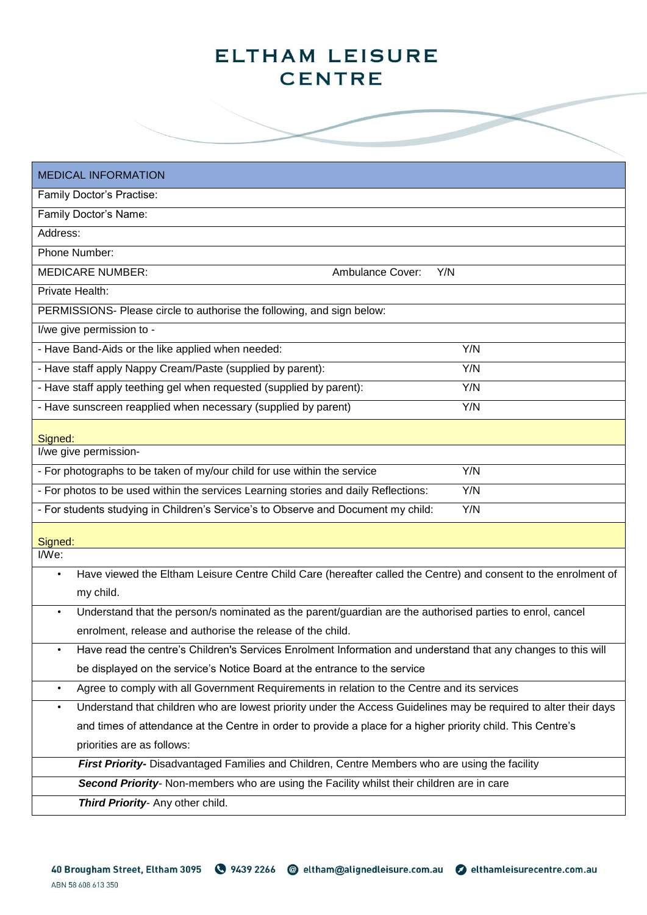# ELTHAM LEISURE CENTRE

| MEDICAL INFORMATION | |
|---|---|
| Family Doctor's Practise: | |
| Family Doctor's Name: | |
| Address: | |
| Phone Number: | |
| MEDICARE NUMBER: | Ambulance Cover: Y/N |
| Private Health: | |
| PERMISSIONS- Please circle to authorise the following, and sign below: | |
| I/we give permission to - | |
| - Have Band-Aids or the like applied when needed: | Y/N |
| - Have staff apply Nappy Cream/Paste (supplied by parent): | Y/N |
| - Have staff apply teething gel when requested (supplied by parent): | Y/N |
| - Have sunscreen reapplied when necessary (supplied by parent) | Y/N |
| Signed: | |
| I/we give permission- | |
| - For photographs to be taken of my/our child for use within the service | Y/N |
| - For photos to be used within the services Learning stories and daily Reflections: | Y/N |
| - For students studying in Children's Service's to Observe and Document my child: | Y/N |
| Signed: | |

I/We:

- Have viewed the Eltham Leisure Centre Child Care (hereafter called the Centre) and consent to the enrolment of my child.
- Understand that the person/s nominated as the parent/guardian are the authorised parties to enrol, cancel enrolment, release and authorise the release of the child.
- Have read the centre's Children's Services Enrolment Information and understand that any changes to this will be displayed on the service's Notice Board at the entrance to the service
- Agree to comply with all Government Requirements in relation to the Centre and its services
- Understand that children who are lowest priority under the Access Guidelines may be required to alter their days and times of attendance at the Centre in order to provide a place for a higher priority child. This Centre's priorities are as follows:

  ***First Priority-*** Disadvantaged Families and Children, Centre Members who are using the facility

  ***Second Priority***- Non-members who are using the Facility whilst their children are in care

  ***Third Priority***- Any other child.

40 Brougham Street, Eltham 3095 | 9439 2266 | eltham@alignedleisure.com.au | elthamleisurecentre.com.au
ABN 58 608 613 350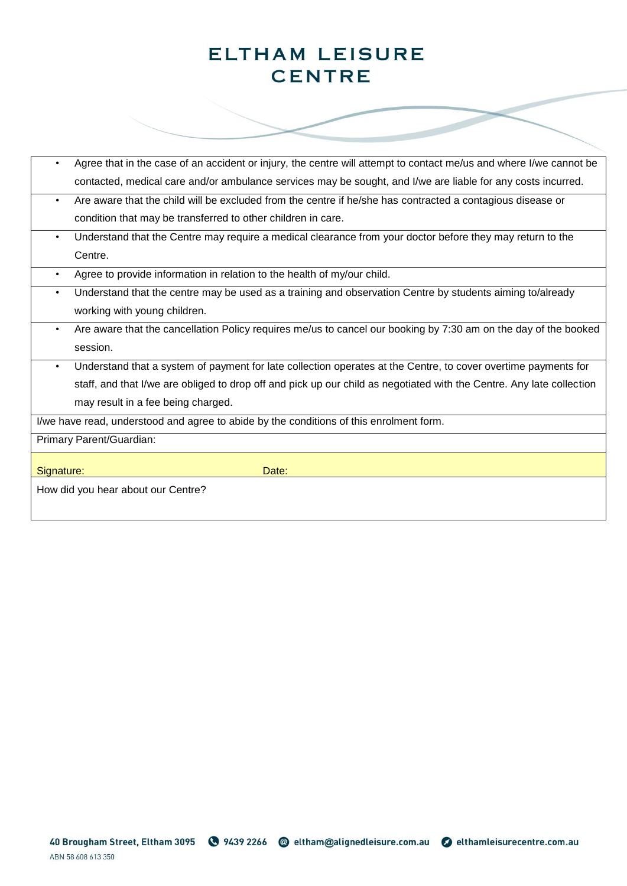# ELTHAM LEISURE CENTRE

- Agree that in the case of an accident or injury, the centre will attempt to contact me/us and where I/we cannot be contacted, medical care and/or ambulance services may be sought, and I/we are liable for any costs incurred.
- Are aware that the child will be excluded from the centre if he/she has contracted a contagious disease or condition that may be transferred to other children in care.
- Understand that the Centre may require a medical clearance from your doctor before they may return to the Centre.
- Agree to provide information in relation to the health of my/our child.
- Understand that the centre may be used as a training and observation Centre by students aiming to/already working with young children.
- Are aware that the cancellation Policy requires me/us to cancel our booking by 7:30 am on the day of the booked session.
- Understand that a system of payment for late collection operates at the Centre, to cover overtime payments for staff, and that I/we are obliged to drop off and pick up our child as negotiated with the Centre. Any late collection may result in a fee being charged.

I/we have read, understood and agree to abide by the conditions of this enrolment form.

Primary Parent/Guardian:

Signature: Date:

How did you hear about our Centre?